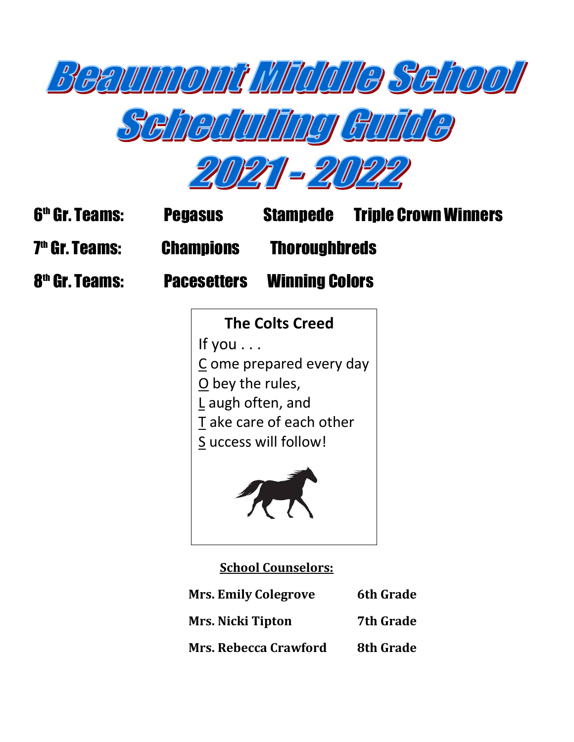# Beaumont Middle School Scheduling Guide 2021 - 2022

| | | | |
|---|---|---|---|
| 6th Gr. Teams: | Pegasus | Stampede | Triple Crown Winners |
| 7th Gr. Teams: | Champions | Thoroughbreds | |
| 8th Gr. Teams: | Pacesetters | Winning Colors | |

**The Colts Creed**

If you . . .
C ome prepared every day
O bey the rules,
L augh often, and
T ake care of each other
S uccess will follow!

**School Counselors:**

| | |
|---|---|
| **Mrs. Emily Colegrove** | **6th Grade** |
| **Mrs. Nicki Tipton** | **7th Grade** |
| **Mrs. Rebecca Crawford** | **8th Grade** |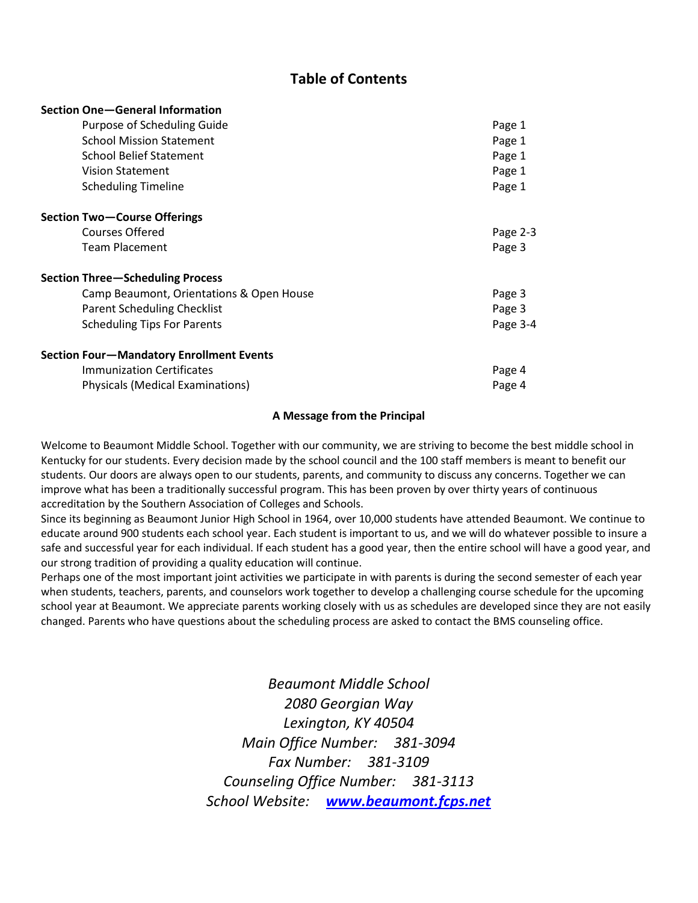# Table of Contents

| | |
|---|---|
| **Section One—General Information** | |
| Purpose of Scheduling Guide | Page 1 |
| School Mission Statement | Page 1 |
| School Belief Statement | Page 1 |
| Vision Statement | Page 1 |
| Scheduling Timeline | Page 1 |
| **Section Two—Course Offerings** | |
| Courses Offered | Page 2-3 |
| Team Placement | Page 3 |
| **Section Three—Scheduling Process** | |
| Camp Beaumont, Orientations & Open House | Page 3 |
| Parent Scheduling Checklist | Page 3 |
| Scheduling Tips For Parents | Page 3-4 |
| **Section Four—Mandatory Enrollment Events** | |
| Immunization Certificates | Page 4 |
| Physicals (Medical Examinations) | Page 4 |

### A Message from the Principal

Welcome to Beaumont Middle School. Together with our community, we are striving to become the best middle school in Kentucky for our students. Every decision made by the school council and the 100 staff members is meant to benefit our students. Our doors are always open to our students, parents, and community to discuss any concerns. Together we can improve what has been a traditionally successful program. This has been proven by over thirty years of continuous accreditation by the Southern Association of Colleges and Schools.

Since its beginning as Beaumont Junior High School in 1964, over 10,000 students have attended Beaumont. We continue to educate around 900 students each school year. Each student is important to us, and we will do whatever possible to insure a safe and successful year for each individual. If each student has a good year, then the entire school will have a good year, and our strong tradition of providing a quality education will continue.

Perhaps one of the most important joint activities we participate in with parents is during the second semester of each year when students, teachers, parents, and counselors work together to develop a challenging course schedule for the upcoming school year at Beaumont. We appreciate parents working closely with us as schedules are developed since they are not easily changed. Parents who have questions about the scheduling process are asked to contact the BMS counseling office.

*Beaumont Middle School*
*2080 Georgian Way*
*Lexington, KY 40504*
*Main Office Number: 381-3094*
*Fax Number: 381-3109*
*Counseling Office Number: 381-3113*
*School Website:* ***www.beaumont.fcps.net***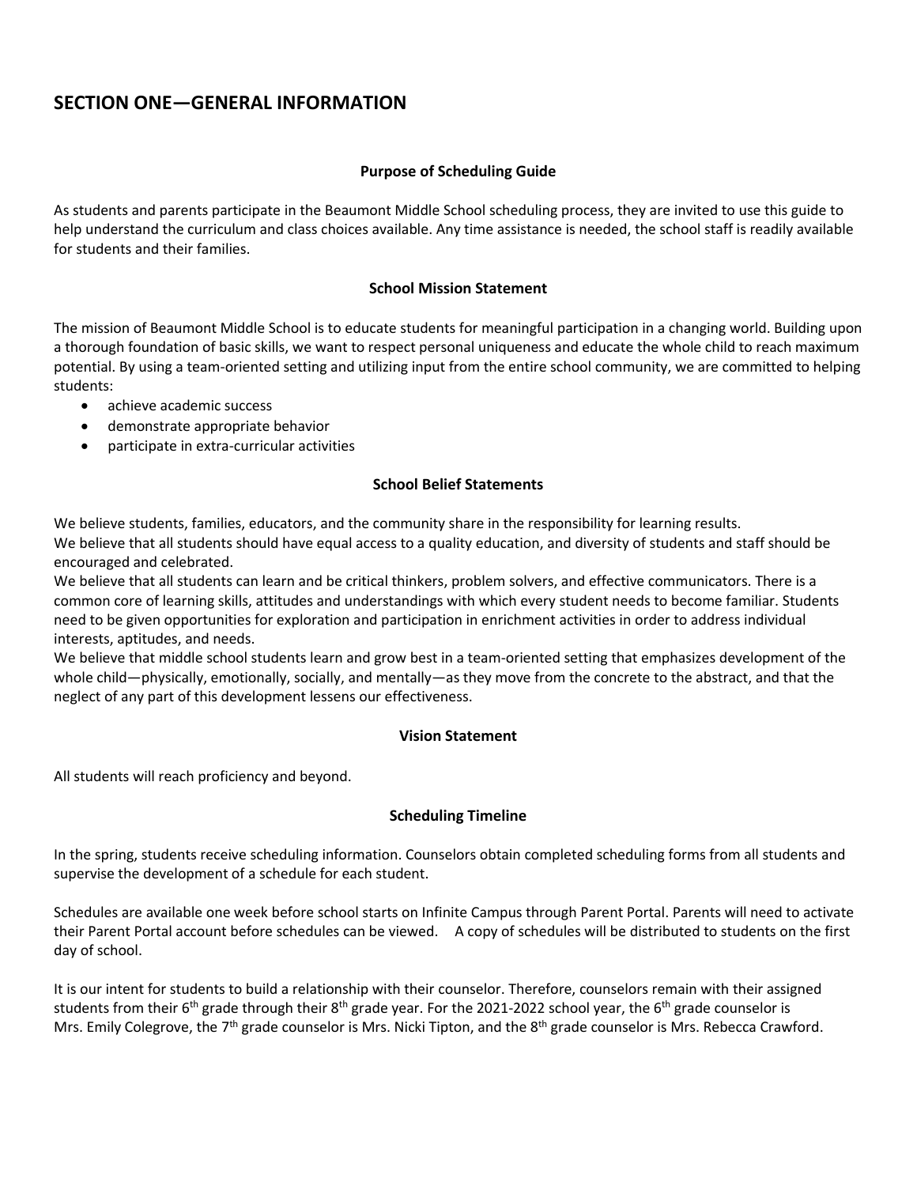## SECTION ONE—GENERAL INFORMATION

### Purpose of Scheduling Guide

As students and parents participate in the Beaumont Middle School scheduling process, they are invited to use this guide to help understand the curriculum and class choices available. Any time assistance is needed, the school staff is readily available for students and their families.

### School Mission Statement

The mission of Beaumont Middle School is to educate students for meaningful participation in a changing world. Building upon a thorough foundation of basic skills, we want to respect personal uniqueness and educate the whole child to reach maximum potential. By using a team-oriented setting and utilizing input from the entire school community, we are committed to helping students:

- achieve academic success
- demonstrate appropriate behavior
- participate in extra-curricular activities

### School Belief Statements

We believe students, families, educators, and the community share in the responsibility for learning results.
We believe that all students should have equal access to a quality education, and diversity of students and staff should be encouraged and celebrated.
We believe that all students can learn and be critical thinkers, problem solvers, and effective communicators. There is a common core of learning skills, attitudes and understandings with which every student needs to become familiar. Students need to be given opportunities for exploration and participation in enrichment activities in order to address individual interests, aptitudes, and needs.
We believe that middle school students learn and grow best in a team-oriented setting that emphasizes development of the whole child—physically, emotionally, socially, and mentally—as they move from the concrete to the abstract, and that the neglect of any part of this development lessens our effectiveness.

### Vision Statement

All students will reach proficiency and beyond.

### Scheduling Timeline

In the spring, students receive scheduling information. Counselors obtain completed scheduling forms from all students and supervise the development of a schedule for each student.

Schedules are available one week before school starts on Infinite Campus through Parent Portal. Parents will need to activate their Parent Portal account before schedules can be viewed. A copy of schedules will be distributed to students on the first day of school.

It is our intent for students to build a relationship with their counselor. Therefore, counselors remain with their assigned students from their 6th grade through their 8th grade year. For the 2021-2022 school year, the 6th grade counselor is Mrs. Emily Colegrove, the 7th grade counselor is Mrs. Nicki Tipton, and the 8th grade counselor is Mrs. Rebecca Crawford.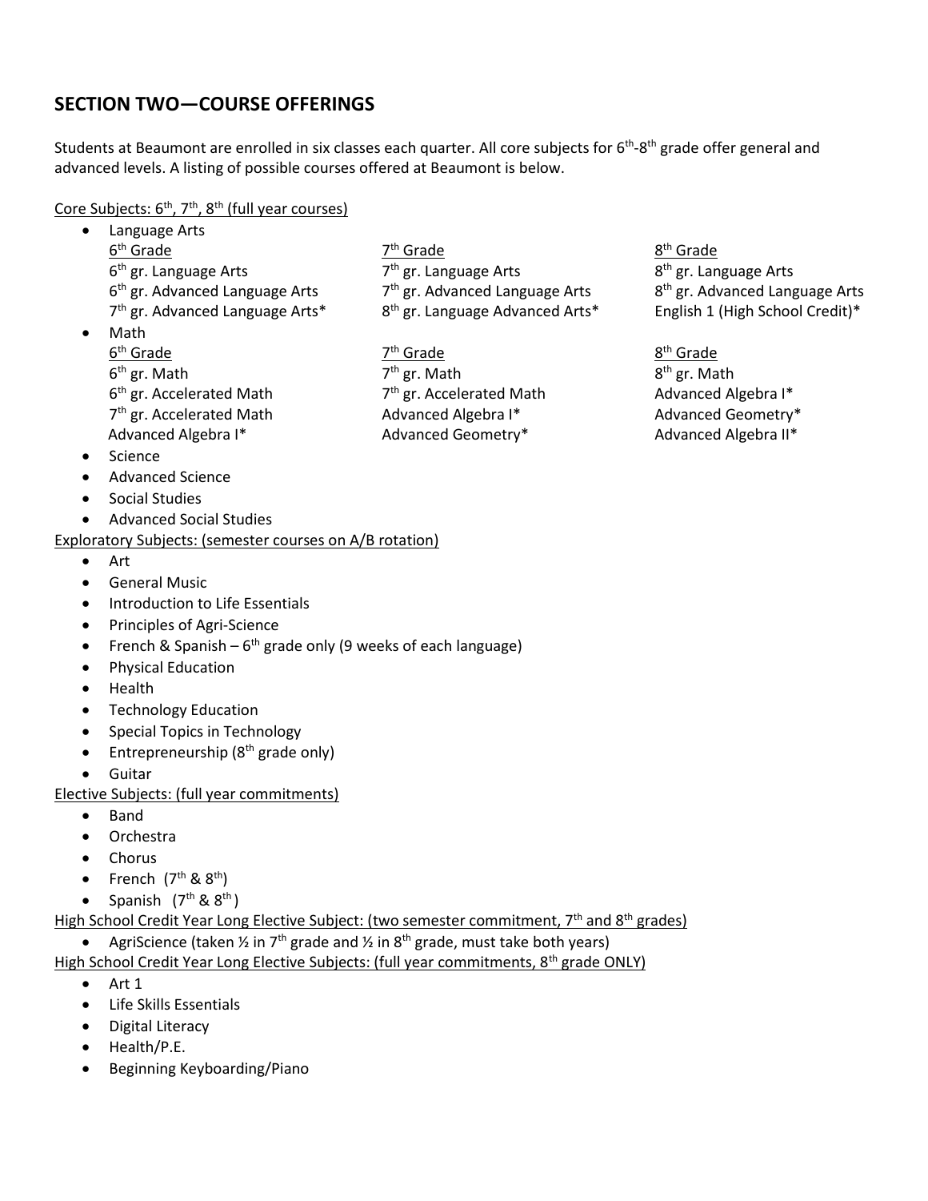## SECTION TWO—COURSE OFFERINGS

Students at Beaumont are enrolled in six classes each quarter. All core subjects for 6th-8th grade offer general and advanced levels. A listing of possible courses offered at Beaumont is below.

Core Subjects: 6th, 7th, 8th (full year courses)

- Language Arts

| 6th Grade | 7th Grade | 8th Grade |
|---|---|---|
| 6th gr. Language Arts | 7th gr. Language Arts | 8th gr. Language Arts |
| 6th gr. Advanced Language Arts | 7th gr. Advanced Language Arts | 8th gr. Advanced Language Arts |
| 7th gr. Advanced Language Arts* | 8th gr. Language Advanced Arts* | English 1 (High School Credit)* |

- Math

| 6th Grade | 7th Grade | 8th Grade |
|---|---|---|
| 6th gr. Math | 7th gr. Math | 8th gr. Math |
| 6th gr. Accelerated Math | 7th gr. Accelerated Math | Advanced Algebra I* |
| 7th gr. Accelerated Math | Advanced Algebra I* | Advanced Geometry* |
| Advanced Algebra I* | Advanced Geometry* | Advanced Algebra II* |

- Science
- Advanced Science
- Social Studies
- Advanced Social Studies

Exploratory Subjects: (semester courses on A/B rotation)

- Art
- General Music
- Introduction to Life Essentials
- Principles of Agri-Science
- French & Spanish – 6th grade only (9 weeks of each language)
- Physical Education
- Health
- Technology Education
- Special Topics in Technology
- Entrepreneurship (8th grade only)
- Guitar

Elective Subjects: (full year commitments)

- Band
- Orchestra
- Chorus
- French (7th & 8th)
- Spanish (7th & 8th)

High School Credit Year Long Elective Subject: (two semester commitment, 7th and 8th grades)

- AgriScience (taken ½ in 7th grade and ½ in 8th grade, must take both years)

High School Credit Year Long Elective Subjects: (full year commitments, 8th grade ONLY)

- Art 1
- Life Skills Essentials
- Digital Literacy
- Health/P.E.
- Beginning Keyboarding/Piano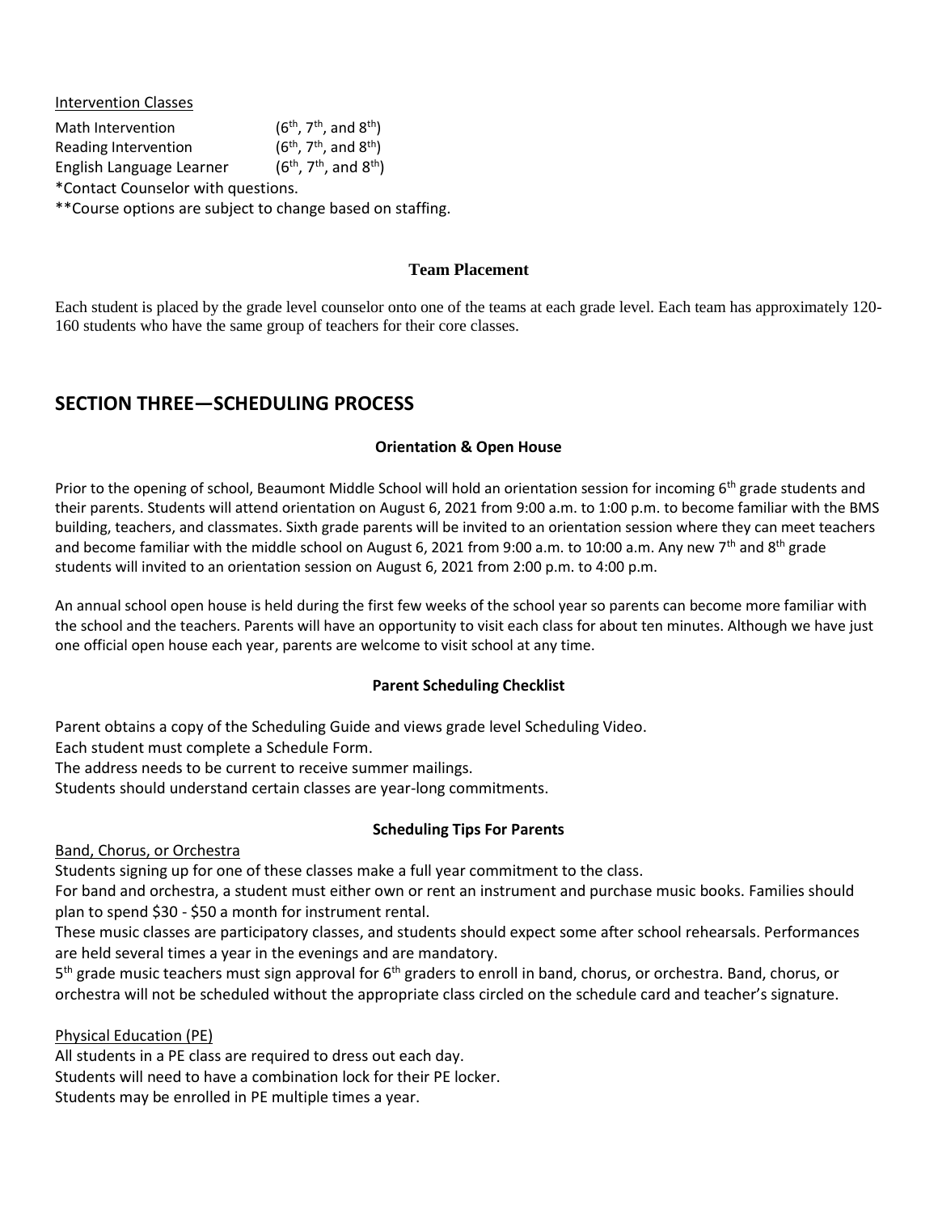Intervention Classes

Math Intervention (6th, 7th, and 8th)
Reading Intervention (6th, 7th, and 8th)
English Language Learner (6th, 7th, and 8th)

*Contact Counselor with questions.
**Course options are subject to change based on staffing.

### Team Placement

Each student is placed by the grade level counselor onto one of the teams at each grade level. Each team has approximately 120-160 students who have the same group of teachers for their core classes.

## SECTION THREE—SCHEDULING PROCESS

### Orientation & Open House

Prior to the opening of school, Beaumont Middle School will hold an orientation session for incoming 6th grade students and their parents. Students will attend orientation on August 6, 2021 from 9:00 a.m. to 1:00 p.m. to become familiar with the BMS building, teachers, and classmates. Sixth grade parents will be invited to an orientation session where they can meet teachers and become familiar with the middle school on August 6, 2021 from 9:00 a.m. to 10:00 a.m. Any new 7th and 8th grade students will invited to an orientation session on August 6, 2021 from 2:00 p.m. to 4:00 p.m.

An annual school open house is held during the first few weeks of the school year so parents can become more familiar with the school and the teachers. Parents will have an opportunity to visit each class for about ten minutes. Although we have just one official open house each year, parents are welcome to visit school at any time.

### Parent Scheduling Checklist

Parent obtains a copy of the Scheduling Guide and views grade level Scheduling Video.
Each student must complete a Schedule Form.
The address needs to be current to receive summer mailings.
Students should understand certain classes are year-long commitments.

### Scheduling Tips For Parents

Band, Chorus, or Orchestra

Students signing up for one of these classes make a full year commitment to the class.
For band and orchestra, a student must either own or rent an instrument and purchase music books. Families should plan to spend $30 - $50 a month for instrument rental.
These music classes are participatory classes, and students should expect some after school rehearsals. Performances are held several times a year in the evenings and are mandatory.
5th grade music teachers must sign approval for 6th graders to enroll in band, chorus, or orchestra. Band, chorus, or orchestra will not be scheduled without the appropriate class circled on the schedule card and teacher's signature.

Physical Education (PE)

All students in a PE class are required to dress out each day.
Students will need to have a combination lock for their PE locker.
Students may be enrolled in PE multiple times a year.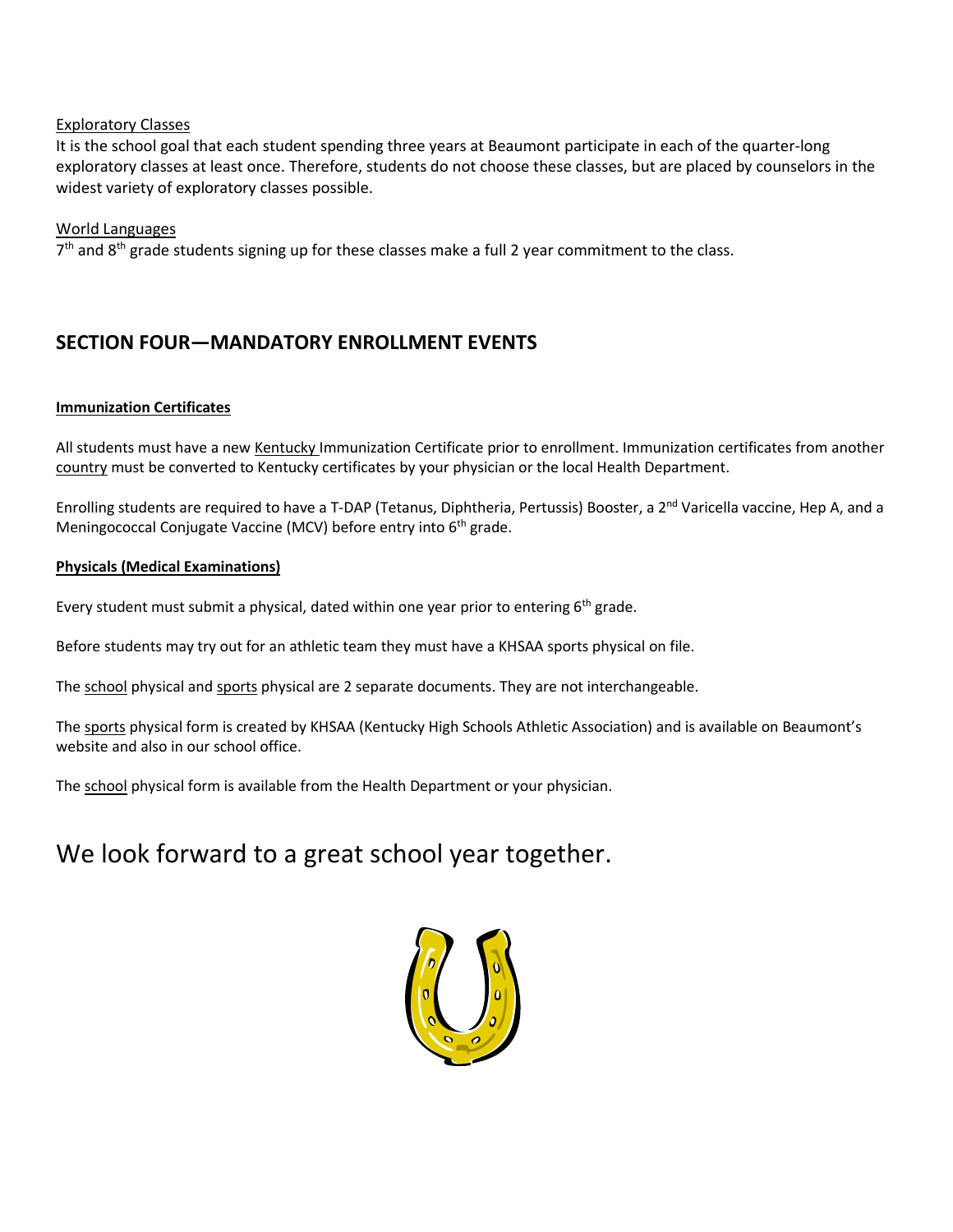Exploratory Classes

It is the school goal that each student spending three years at Beaumont participate in each of the quarter-long exploratory classes at least once. Therefore, students do not choose these classes, but are placed by counselors in the widest variety of exploratory classes possible.

World Languages

7th and 8th grade students signing up for these classes make a full 2 year commitment to the class.

## SECTION FOUR—MANDATORY ENROLLMENT EVENTS

**Immunization Certificates**

All students must have a new Kentucky Immunization Certificate prior to enrollment. Immunization certificates from another country must be converted to Kentucky certificates by your physician or the local Health Department.

Enrolling students are required to have a T-DAP (Tetanus, Diphtheria, Pertussis) Booster, a 2nd Varicella vaccine, Hep A, and a Meningococcal Conjugate Vaccine (MCV) before entry into 6th grade.

**Physicals (Medical Examinations)**

Every student must submit a physical, dated within one year prior to entering 6th grade.

Before students may try out for an athletic team they must have a KHSAA sports physical on file.

The school physical and sports physical are 2 separate documents. They are not interchangeable.

The sports physical form is created by KHSAA (Kentucky High Schools Athletic Association) and is available on Beaumont's website and also in our school office.

The school physical form is available from the Health Department or your physician.

# We look forward to a great school year together.